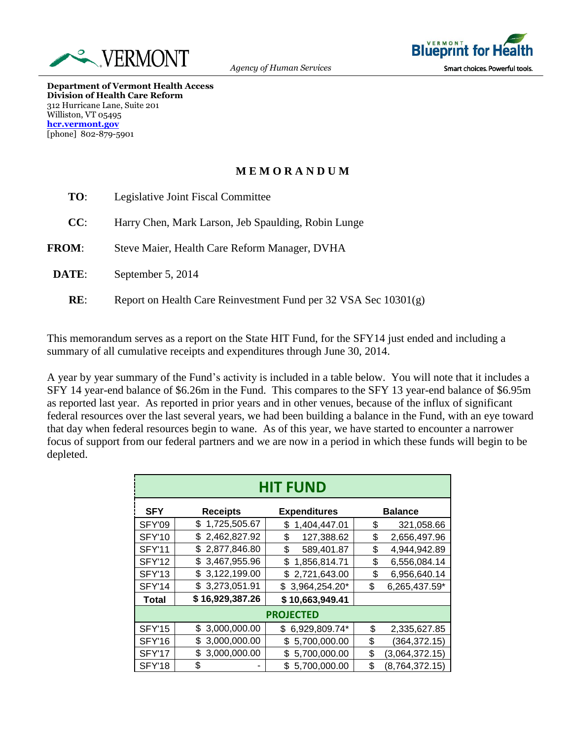VERMONT

*Agency of Human Services*

Blueprint for Health — Smart choices. Powerful tools.

**Department of Vermont Health Access**
**Division of Health Care Reform**
312 Hurricane Lane, Suite 201
Williston, VT 05495
**hcr.vermont.gov**
[phone] 802-879-5901

## MEMORANDUM

**TO**: Legislative Joint Fiscal Committee

**CC**: Harry Chen, Mark Larson, Jeb Spaulding, Robin Lunge

**FROM**: Steve Maier, Health Care Reform Manager, DVHA

**DATE**: September 5, 2014

**RE**: Report on Health Care Reinvestment Fund per 32 VSA Sec 10301(g)

This memorandum serves as a report on the State HIT Fund, for the SFY14 just ended and including a summary of all cumulative receipts and expenditures through June 30, 2014.

A year by year summary of the Fund's activity is included in a table below. You will note that it includes a SFY 14 year-end balance of $6.26m in the Fund. This compares to the SFY 13 year-end balance of $6.95m as reported last year. As reported in prior years and in other venues, because of the influx of significant federal resources over the last several years, we had been building a balance in the Fund, with an eye toward that day when federal resources begin to wane. As of this year, we have started to encounter a narrower focus of support from our federal partners and we are now in a period in which these funds will begin to be depleted.

| HIT FUND | | | |
|---|---|---|---|
| **SFY** | **Receipts** | **Expenditures** | **Balance** |
| SFY'09 | $ 1,725,505.67 | $ 1,404,447.01 | $ 321,058.66 |
| SFY'10 | $ 2,462,827.92 | $ 127,388.62 | $ 2,656,497.96 |
| SFY'11 | $ 2,877,846.80 | $ 589,401.87 | $ 4,944,942.89 |
| SFY'12 | $ 3,467,955.96 | $ 1,856,814.71 | $ 6,556,084.14 |
| SFY'13 | $ 3,122,199.00 | $ 2,721,643.00 | $ 6,956,640.14 |
| SFY'14 | $ 3,273,051.91 | $ 3,964,254.20* | $ 6,265,437.59* |
| **Total** | **$ 16,929,387.26** | **$ 10,663,949.41** | |
| **PROJECTED** | | | |
| SFY'15 | $ 3,000,000.00 | $ 6,929,809.74* | $ 2,335,627.85 |
| SFY'16 | $ 3,000,000.00 | $ 5,700,000.00 | $ (364,372.15) |
| SFY'17 | $ 3,000,000.00 | $ 5,700,000.00 | $ (3,064,372.15) |
| SFY'18 | $ - | $ 5,700,000.00 | $ (8,764,372.15) |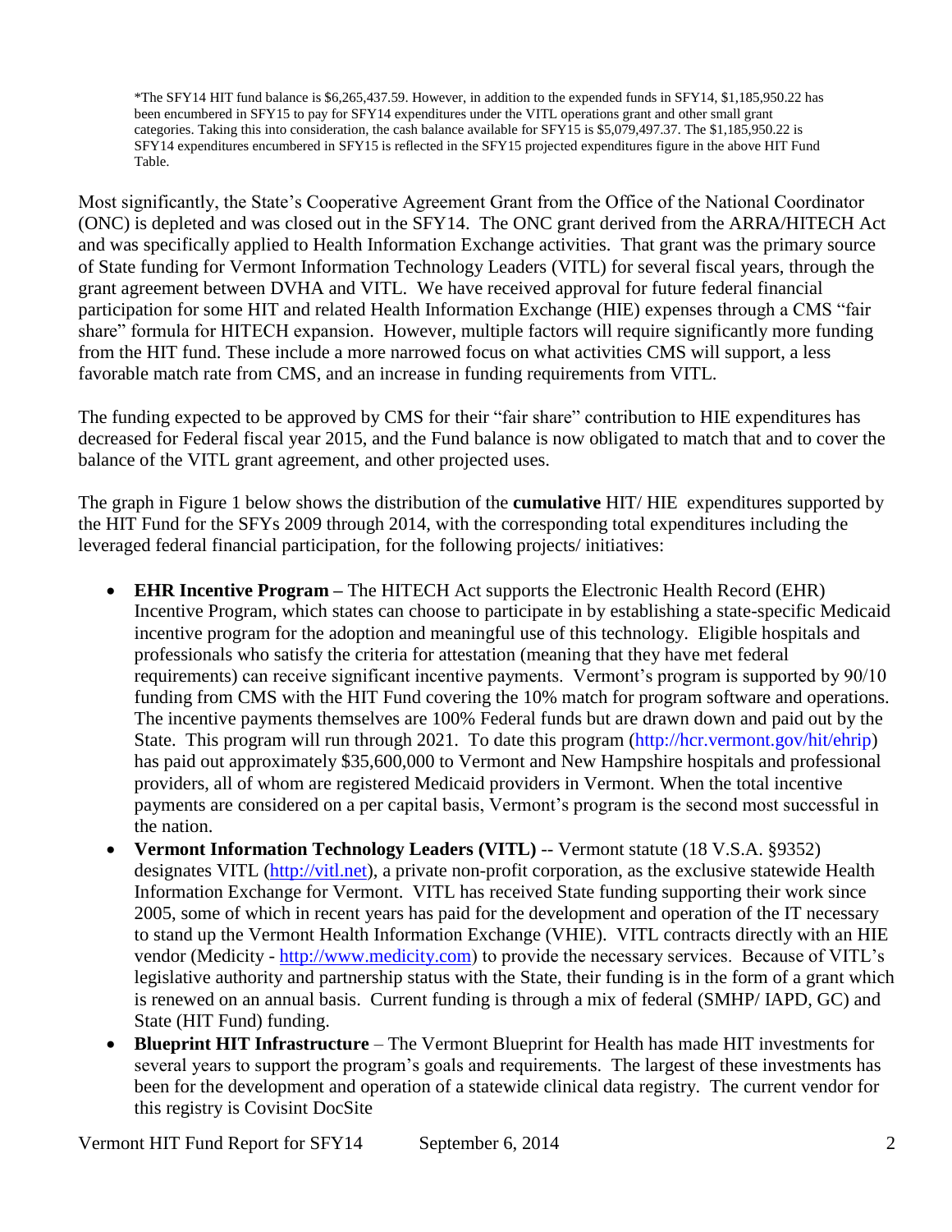*The SFY14 HIT fund balance is $6,265,437.59. However, in addition to the expended funds in SFY14, $1,185,950.22 has been encumbered in SFY15 to pay for SFY14 expenditures under the VITL operations grant and other small grant categories. Taking this into consideration, the cash balance available for SFY15 is $5,079,497.37. The $1,185,950.22 is SFY14 expenditures encumbered in SFY15 is reflected in the SFY15 projected expenditures figure in the above HIT Fund Table.

Most significantly, the State's Cooperative Agreement Grant from the Office of the National Coordinator (ONC) is depleted and was closed out in the SFY14. The ONC grant derived from the ARRA/HITECH Act and was specifically applied to Health Information Exchange activities. That grant was the primary source of State funding for Vermont Information Technology Leaders (VITL) for several fiscal years, through the grant agreement between DVHA and VITL. We have received approval for future federal financial participation for some HIT and related Health Information Exchange (HIE) expenses through a CMS "fair share" formula for HITECH expansion. However, multiple factors will require significantly more funding from the HIT fund. These include a more narrowed focus on what activities CMS will support, a less favorable match rate from CMS, and an increase in funding requirements from VITL.

The funding expected to be approved by CMS for their "fair share" contribution to HIE expenditures has decreased for Federal fiscal year 2015, and the Fund balance is now obligated to match that and to cover the balance of the VITL grant agreement, and other projected uses.

The graph in Figure 1 below shows the distribution of the **cumulative** HIT/ HIE expenditures supported by the HIT Fund for the SFYs 2009 through 2014, with the corresponding total expenditures including the leveraged federal financial participation, for the following projects/ initiatives:

- **EHR Incentive Program –** The HITECH Act supports the Electronic Health Record (EHR) Incentive Program, which states can choose to participate in by establishing a state-specific Medicaid incentive program for the adoption and meaningful use of this technology. Eligible hospitals and professionals who satisfy the criteria for attestation (meaning that they have met federal requirements) can receive significant incentive payments. Vermont's program is supported by 90/10 funding from CMS with the HIT Fund covering the 10% match for program software and operations. The incentive payments themselves are 100% Federal funds but are drawn down and paid out by the State. This program will run through 2021. To date this program (http://hcr.vermont.gov/hit/ehrip) has paid out approximately $35,600,000 to Vermont and New Hampshire hospitals and professional providers, all of whom are registered Medicaid providers in Vermont. When the total incentive payments are considered on a per capital basis, Vermont's program is the second most successful in the nation.
- **Vermont Information Technology Leaders (VITL)** -- Vermont statute (18 V.S.A. §9352) designates VITL (http://vitl.net), a private non-profit corporation, as the exclusive statewide Health Information Exchange for Vermont. VITL has received State funding supporting their work since 2005, some of which in recent years has paid for the development and operation of the IT necessary to stand up the Vermont Health Information Exchange (VHIE). VITL contracts directly with an HIE vendor (Medicity - http://www.medicity.com) to provide the necessary services. Because of VITL's legislative authority and partnership status with the State, their funding is in the form of a grant which is renewed on an annual basis. Current funding is through a mix of federal (SMHP/ IAPD, GC) and State (HIT Fund) funding.
- **Blueprint HIT Infrastructure** – The Vermont Blueprint for Health has made HIT investments for several years to support the program's goals and requirements. The largest of these investments has been for the development and operation of a statewide clinical data registry. The current vendor for this registry is Covisint DocSite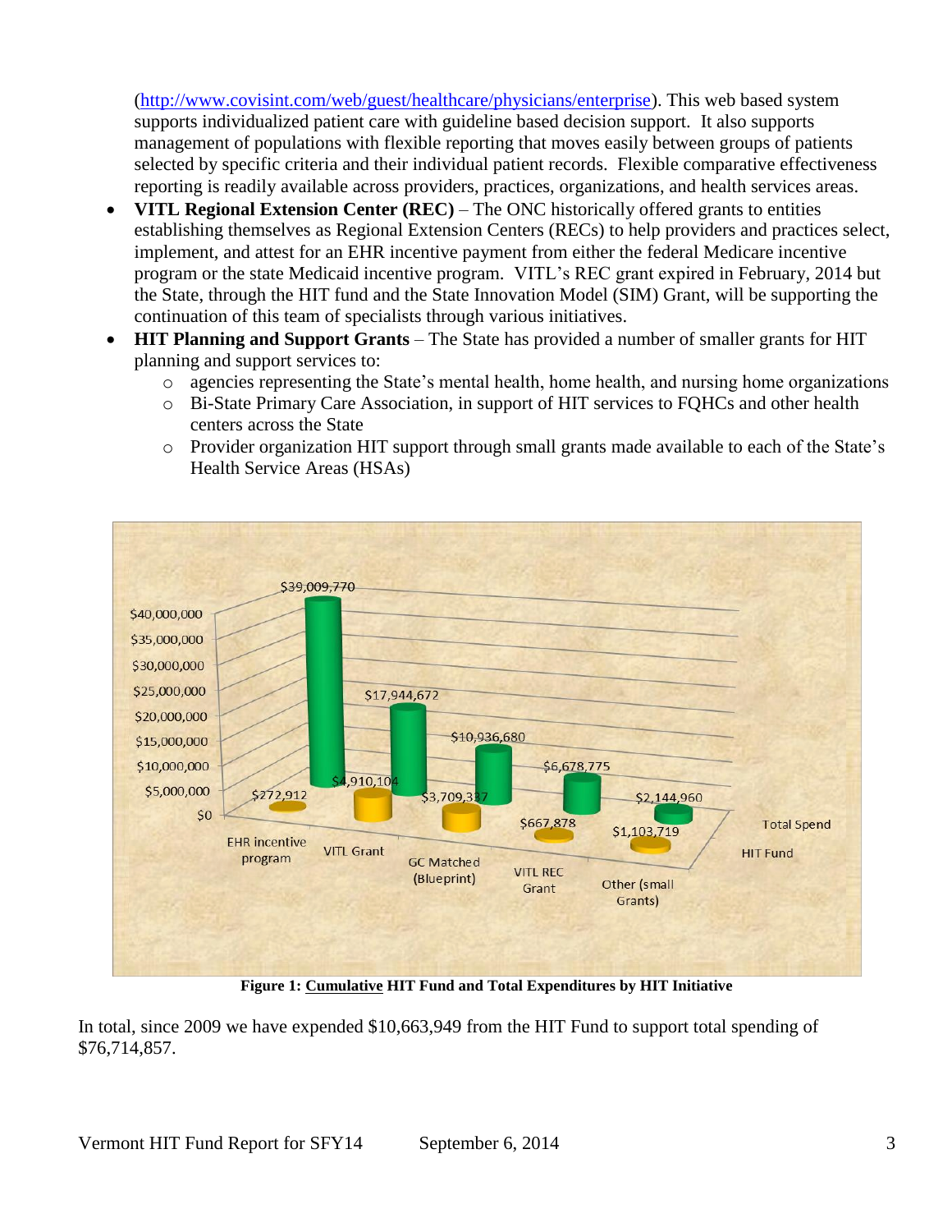(http://www.covisint.com/web/guest/healthcare/physicians/enterprise). This web based system supports individualized patient care with guideline based decision support. It also supports management of populations with flexible reporting that moves easily between groups of patients selected by specific criteria and their individual patient records. Flexible comparative effectiveness reporting is readily available across providers, practices, organizations, and health services areas.

- **VITL Regional Extension Center (REC)** – The ONC historically offered grants to entities establishing themselves as Regional Extension Centers (RECs) to help providers and practices select, implement, and attest for an EHR incentive payment from either the federal Medicare incentive program or the state Medicaid incentive program. VITL's REC grant expired in February, 2014 but the State, through the HIT fund and the State Innovation Model (SIM) Grant, will be supporting the continuation of this team of specialists through various initiatives.
- **HIT Planning and Support Grants** – The State has provided a number of smaller grants for HIT planning and support services to:
  - agencies representing the State's mental health, home health, and nursing home organizations
  - Bi-State Primary Care Association, in support of HIT services to FQHCs and other health centers across the State
  - Provider organization HIT support through small grants made available to each of the State's Health Service Areas (HSAs)

| | EHR incentive program | VITL Grant | GC Matched (Blueprint) | VITL REC Grant | Other (small Grants) |
|---|---|---|---|---|---|
| Total Spend | $39,009,770 | $17,944,672 | $10,936,680 | $6,678,775 | $2,144,960 |
| HIT Fund | $272,912 | $4,910,104 | $3,709,337 | $667,878 | $1,103,719 |

**Figure 1: Cumulative HIT Fund and Total Expenditures by HIT Initiative**

In total, since 2009 we have expended $10,663,949 from the HIT Fund to support total spending of $76,714,857.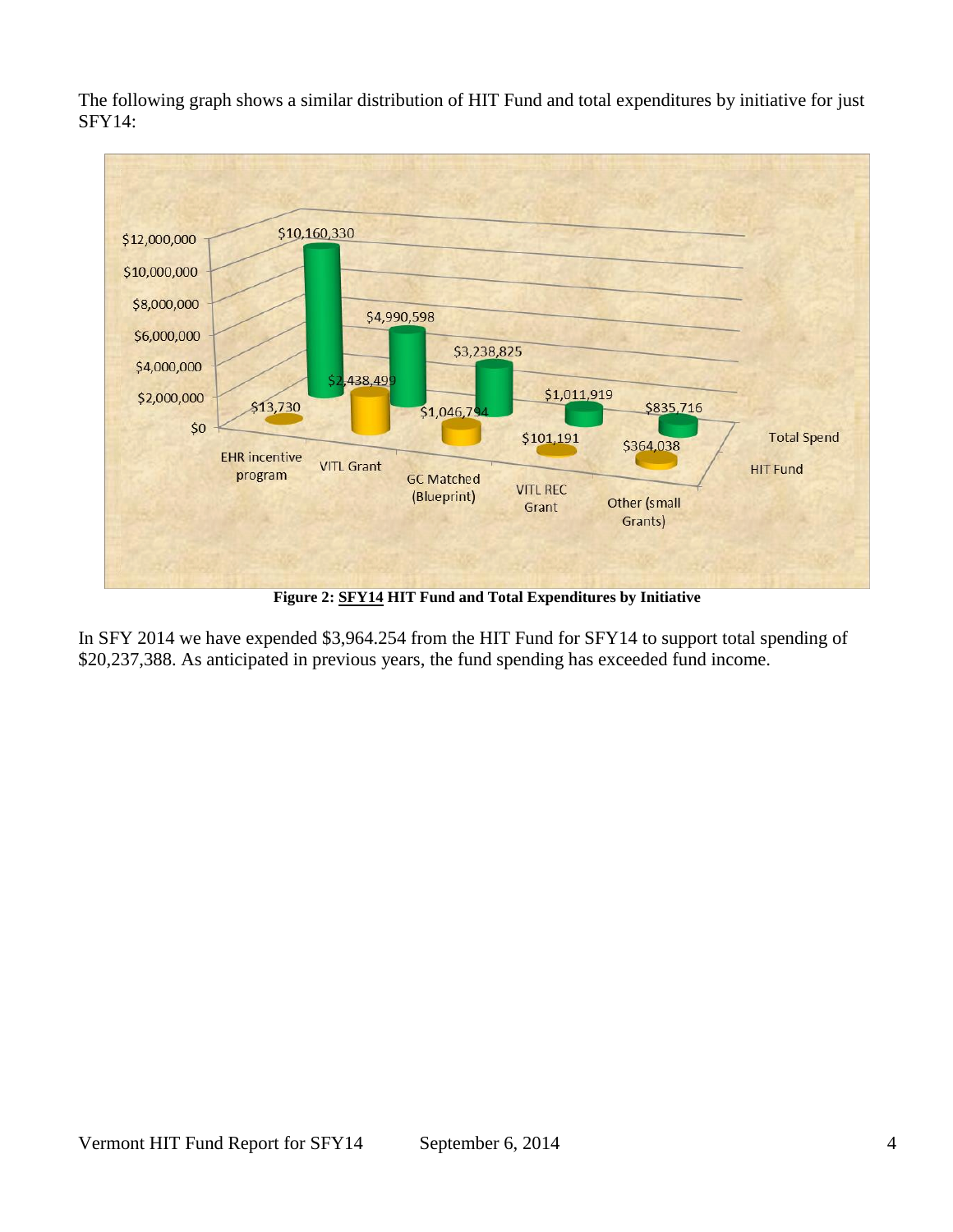The following graph shows a similar distribution of HIT Fund and total expenditures by initiative for just SFY14:

| Initiative | Total Spend | HIT Fund |
| --- | --- | --- |
| EHR incentive program | $10,160,330 | $13,730 |
| VITL Grant | $4,990,598 | $2,438,499 |
| GC Matched (Blueprint) | $3,238,825 | $1,046,794 |
| VITL REC Grant | $1,011,919 | $101,191 |
| Other (small Grants) | $835,716 | $364,038 |

**Figure 2: SFY14 HIT Fund and Total Expenditures by Initiative**

In SFY 2014 we have expended $3,964.254 from the HIT Fund for SFY14 to support total spending of $20,237,388. As anticipated in previous years, the fund spending has exceeded fund income.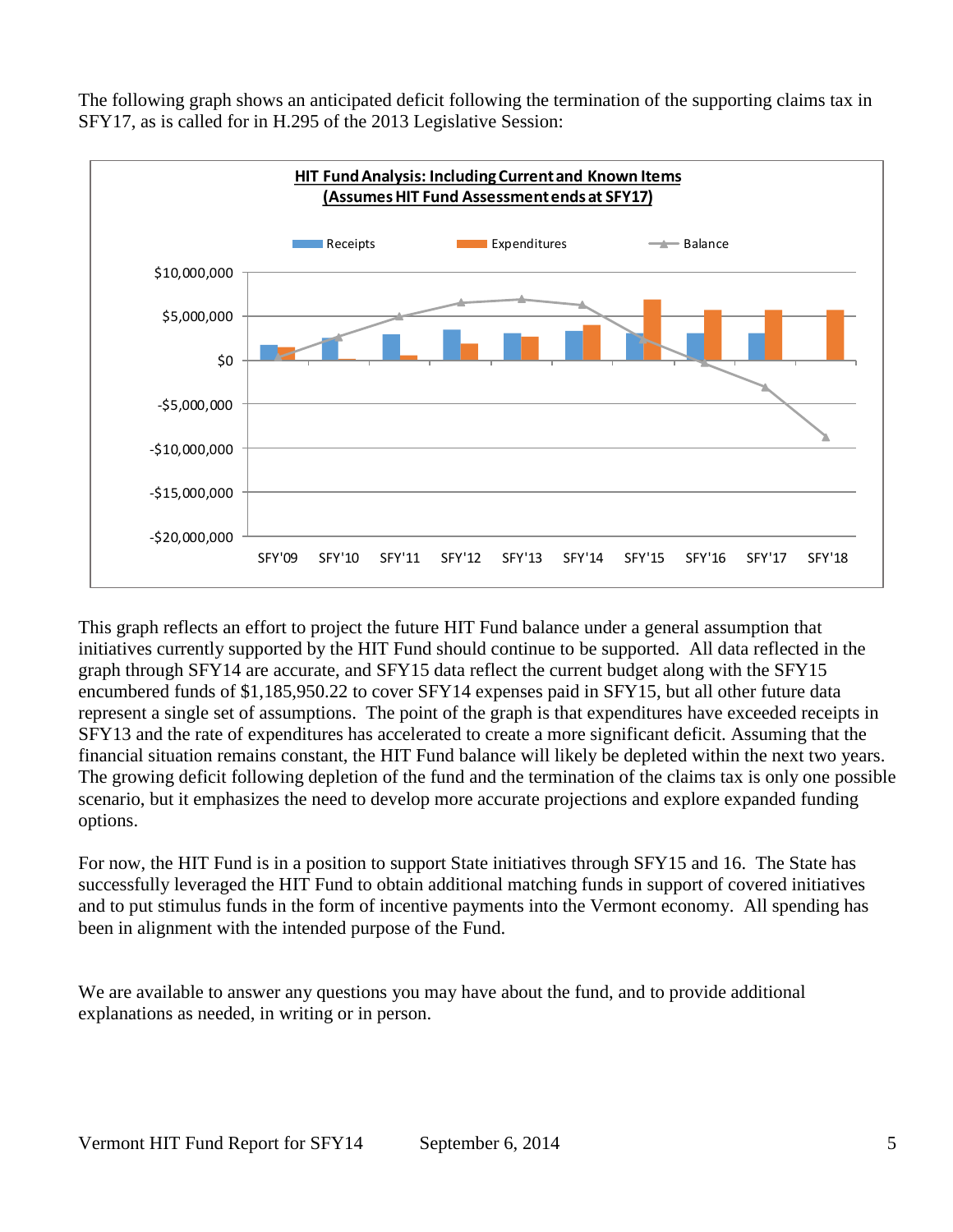The following graph shows an anticipated deficit following the termination of the supporting claims tax in SFY17, as is called for in H.295 of the 2013 Legislative Session:

**HIT Fund Analysis: Including Current and Known Items**
**(Assumes HIT Fund Assessment ends at SFY17)**

Receipts
Expenditures
Balance

$10,000,000
$5,000,000
$0
-$5,000,000
-$10,000,000
-$15,000,000
-$20,000,000

SFY'09 SFY'10 SFY'11 SFY'12 SFY'13 SFY'14 SFY'15 SFY'16 SFY'17 SFY'18

This graph reflects an effort to project the future HIT Fund balance under a general assumption that initiatives currently supported by the HIT Fund should continue to be supported. All data reflected in the graph through SFY14 are accurate, and SFY15 data reflect the current budget along with the SFY15 encumbered funds of $1,185,950.22 to cover SFY14 expenses paid in SFY15, but all other future data represent a single set of assumptions. The point of the graph is that expenditures have exceeded receipts in SFY13 and the rate of expenditures has accelerated to create a more significant deficit. Assuming that the financial situation remains constant, the HIT Fund balance will likely be depleted within the next two years. The growing deficit following depletion of the fund and the termination of the claims tax is only one possible scenario, but it emphasizes the need to develop more accurate projections and explore expanded funding options.

For now, the HIT Fund is in a position to support State initiatives through SFY15 and 16. The State has successfully leveraged the HIT Fund to obtain additional matching funds in support of covered initiatives and to put stimulus funds in the form of incentive payments into the Vermont economy. All spending has been in alignment with the intended purpose of the Fund.

We are available to answer any questions you may have about the fund, and to provide additional explanations as needed, in writing or in person.